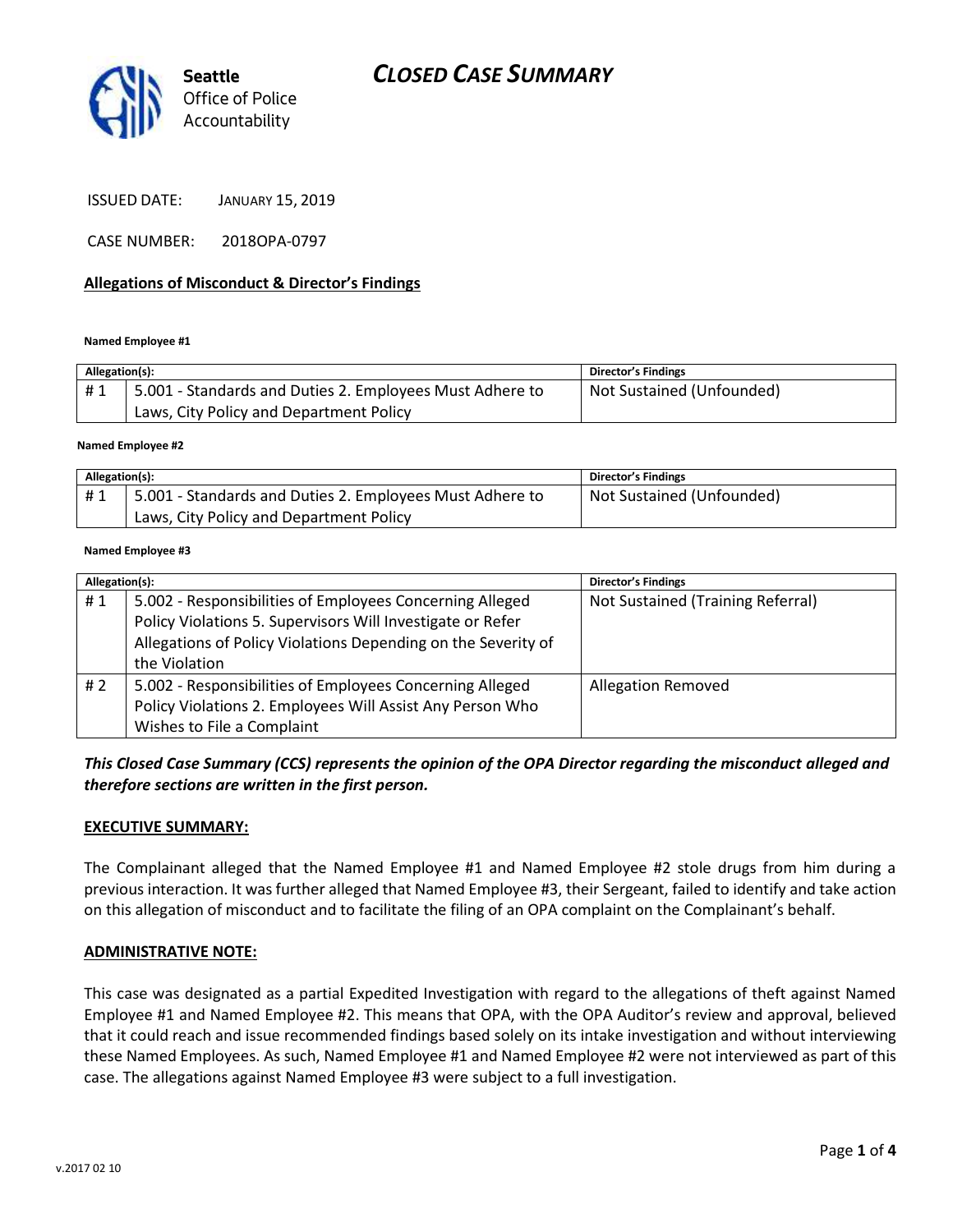Seattle Office of Police Accountability

# CLOSED CASE SUMMARY

ISSUED DATE: JANUARY 15, 2019

CASE NUMBER: 2018OPA-0797

## Allegations of Misconduct & Director's Findings

**Named Employee #1**

| Allegation(s): | | Director's Findings |
|---|---|---|
| # 1 | 5.001 - Standards and Duties 2. Employees Must Adhere to Laws, City Policy and Department Policy | Not Sustained (Unfounded) |

**Named Employee #2**

| Allegation(s): | | Director's Findings |
|---|---|---|
| # 1 | 5.001 - Standards and Duties 2. Employees Must Adhere to Laws, City Policy and Department Policy | Not Sustained (Unfounded) |

**Named Employee #3**

| Allegation(s): | | Director's Findings |
|---|---|---|
| # 1 | 5.002 - Responsibilities of Employees Concerning Alleged Policy Violations 5. Supervisors Will Investigate or Refer Allegations of Policy Violations Depending on the Severity of the Violation | Not Sustained (Training Referral) |
| # 2 | 5.002 - Responsibilities of Employees Concerning Alleged Policy Violations 2. Employees Will Assist Any Person Who Wishes to File a Complaint | Allegation Removed |

***This Closed Case Summary (CCS) represents the opinion of the OPA Director regarding the misconduct alleged and therefore sections are written in the first person.***

## EXECUTIVE SUMMARY:

The Complainant alleged that the Named Employee #1 and Named Employee #2 stole drugs from him during a previous interaction. It was further alleged that Named Employee #3, their Sergeant, failed to identify and take action on this allegation of misconduct and to facilitate the filing of an OPA complaint on the Complainant's behalf.

## ADMINISTRATIVE NOTE:

This case was designated as a partial Expedited Investigation with regard to the allegations of theft against Named Employee #1 and Named Employee #2. This means that OPA, with the OPA Auditor's review and approval, believed that it could reach and issue recommended findings based solely on its intake investigation and without interviewing these Named Employees. As such, Named Employee #1 and Named Employee #2 were not interviewed as part of this case. The allegations against Named Employee #3 were subject to a full investigation.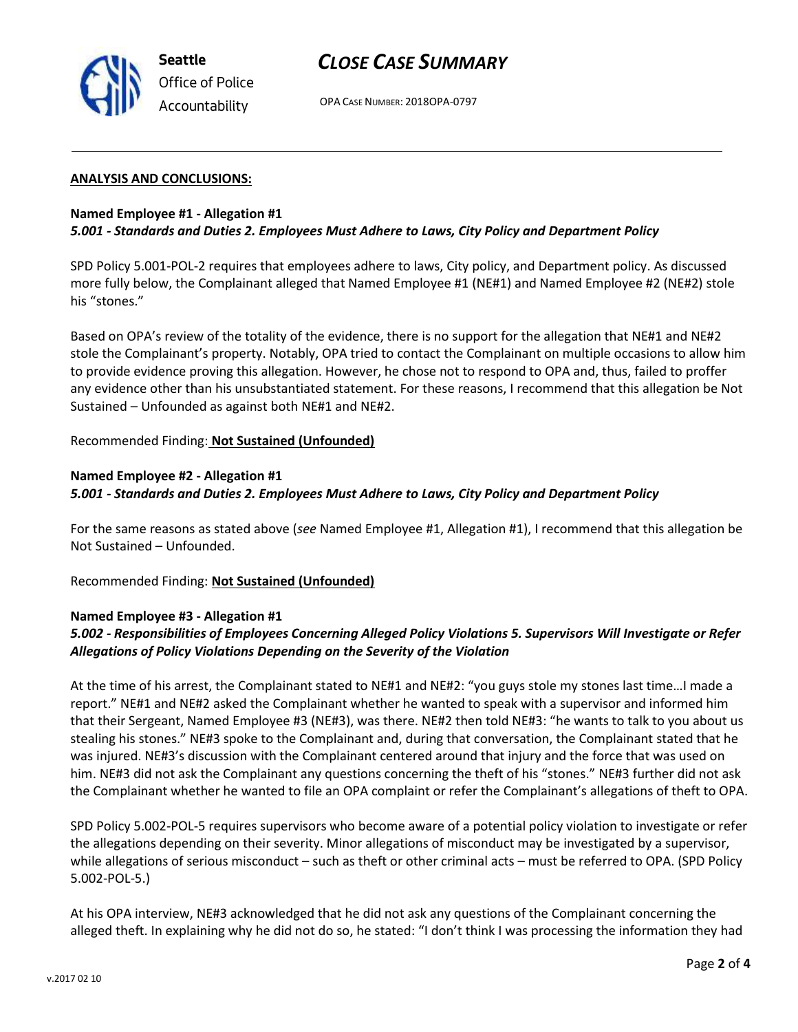**ANALYSIS AND CONCLUSIONS:**

**Named Employee #1 - Allegation #1**
***5.001 - Standards and Duties 2. Employees Must Adhere to Laws, City Policy and Department Policy***

SPD Policy 5.001-POL-2 requires that employees adhere to laws, City policy, and Department policy. As discussed more fully below, the Complainant alleged that Named Employee #1 (NE#1) and Named Employee #2 (NE#2) stole his "stones."

Based on OPA's review of the totality of the evidence, there is no support for the allegation that NE#1 and NE#2 stole the Complainant's property. Notably, OPA tried to contact the Complainant on multiple occasions to allow him to provide evidence proving this allegation. However, he chose not to respond to OPA and, thus, failed to proffer any evidence other than his unsubstantiated statement. For these reasons, I recommend that this allegation be Not Sustained – Unfounded as against both NE#1 and NE#2.

Recommended Finding: **Not Sustained (Unfounded)**

**Named Employee #2 - Allegation #1**
***5.001 - Standards and Duties 2. Employees Must Adhere to Laws, City Policy and Department Policy***

For the same reasons as stated above (*see* Named Employee #1, Allegation #1), I recommend that this allegation be Not Sustained – Unfounded.

Recommended Finding: **Not Sustained (Unfounded)**

**Named Employee #3 - Allegation #1**
***5.002 - Responsibilities of Employees Concerning Alleged Policy Violations 5. Supervisors Will Investigate or Refer Allegations of Policy Violations Depending on the Severity of the Violation***

At the time of his arrest, the Complainant stated to NE#1 and NE#2: "you guys stole my stones last time…I made a report." NE#1 and NE#2 asked the Complainant whether he wanted to speak with a supervisor and informed him that their Sergeant, Named Employee #3 (NE#3), was there. NE#2 then told NE#3: "he wants to talk to you about us stealing his stones." NE#3 spoke to the Complainant and, during that conversation, the Complainant stated that he was injured. NE#3's discussion with the Complainant centered around that injury and the force that was used on him. NE#3 did not ask the Complainant any questions concerning the theft of his "stones." NE#3 further did not ask the Complainant whether he wanted to file an OPA complaint or refer the Complainant's allegations of theft to OPA.

SPD Policy 5.002-POL-5 requires supervisors who become aware of a potential policy violation to investigate or refer the allegations depending on their severity. Minor allegations of misconduct may be investigated by a supervisor, while allegations of serious misconduct – such as theft or other criminal acts – must be referred to OPA. (SPD Policy 5.002-POL-5.)

At his OPA interview, NE#3 acknowledged that he did not ask any questions of the Complainant concerning the alleged theft. In explaining why he did not do so, he stated: "I don't think I was processing the information they had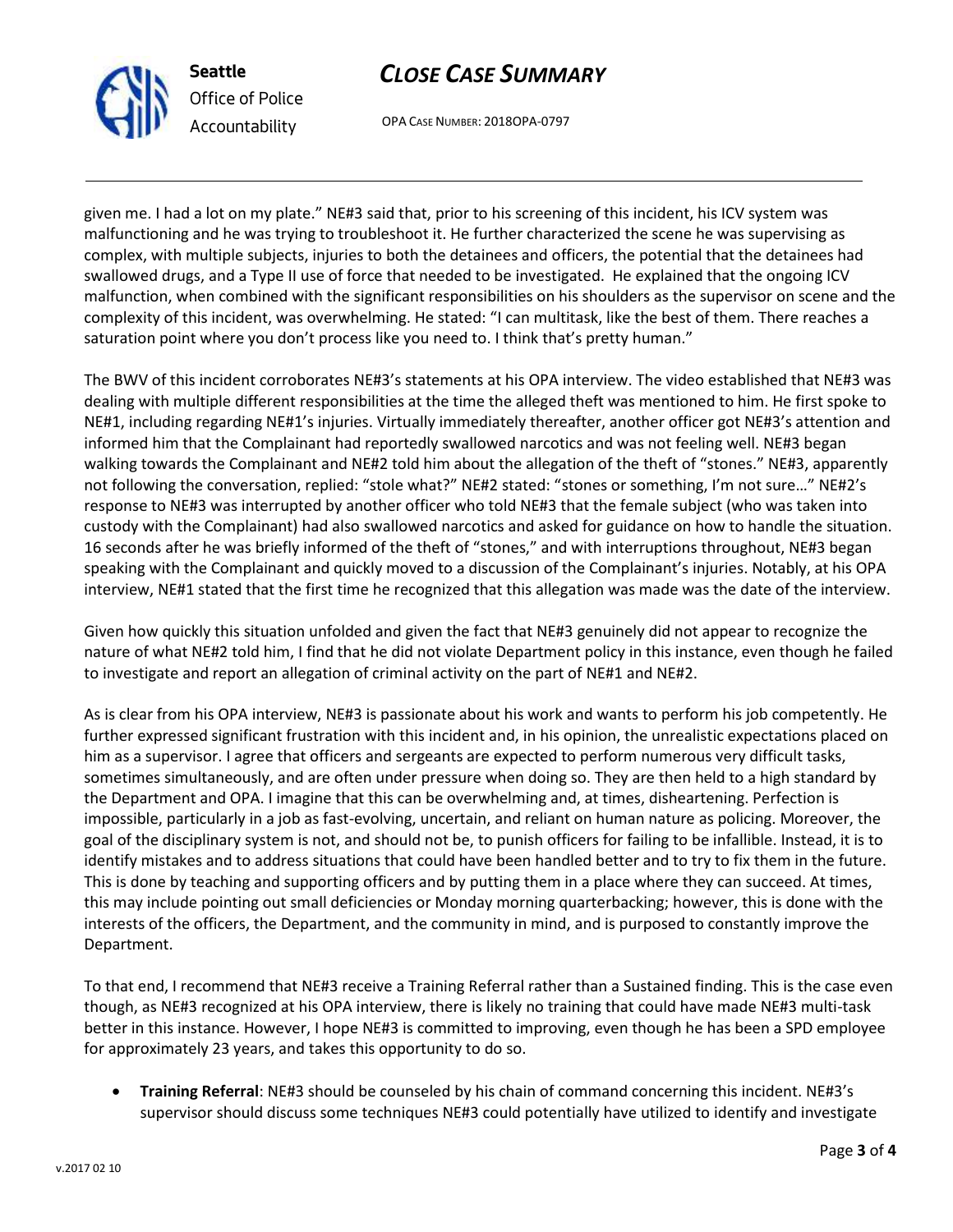given me. I had a lot on my plate." NE#3 said that, prior to his screening of this incident, his ICV system was malfunctioning and he was trying to troubleshoot it. He further characterized the scene he was supervising as complex, with multiple subjects, injuries to both the detainees and officers, the potential that the detainees had swallowed drugs, and a Type II use of force that needed to be investigated. He explained that the ongoing ICV malfunction, when combined with the significant responsibilities on his shoulders as the supervisor on scene and the complexity of this incident, was overwhelming. He stated: "I can multitask, like the best of them. There reaches a saturation point where you don't process like you need to. I think that's pretty human."

The BWV of this incident corroborates NE#3's statements at his OPA interview. The video established that NE#3 was dealing with multiple different responsibilities at the time the alleged theft was mentioned to him. He first spoke to NE#1, including regarding NE#1's injuries. Virtually immediately thereafter, another officer got NE#3's attention and informed him that the Complainant had reportedly swallowed narcotics and was not feeling well. NE#3 began walking towards the Complainant and NE#2 told him about the allegation of the theft of "stones." NE#3, apparently not following the conversation, replied: "stole what?" NE#2 stated: "stones or something, I'm not sure…" NE#2's response to NE#3 was interrupted by another officer who told NE#3 that the female subject (who was taken into custody with the Complainant) had also swallowed narcotics and asked for guidance on how to handle the situation. 16 seconds after he was briefly informed of the theft of "stones," and with interruptions throughout, NE#3 began speaking with the Complainant and quickly moved to a discussion of the Complainant's injuries. Notably, at his OPA interview, NE#1 stated that the first time he recognized that this allegation was made was the date of the interview.

Given how quickly this situation unfolded and given the fact that NE#3 genuinely did not appear to recognize the nature of what NE#2 told him, I find that he did not violate Department policy in this instance, even though he failed to investigate and report an allegation of criminal activity on the part of NE#1 and NE#2.

As is clear from his OPA interview, NE#3 is passionate about his work and wants to perform his job competently. He further expressed significant frustration with this incident and, in his opinion, the unrealistic expectations placed on him as a supervisor. I agree that officers and sergeants are expected to perform numerous very difficult tasks, sometimes simultaneously, and are often under pressure when doing so. They are then held to a high standard by the Department and OPA. I imagine that this can be overwhelming and, at times, disheartening. Perfection is impossible, particularly in a job as fast-evolving, uncertain, and reliant on human nature as policing. Moreover, the goal of the disciplinary system is not, and should not be, to punish officers for failing to be infallible. Instead, it is to identify mistakes and to address situations that could have been handled better and to try to fix them in the future. This is done by teaching and supporting officers and by putting them in a place where they can succeed. At times, this may include pointing out small deficiencies or Monday morning quarterbacking; however, this is done with the interests of the officers, the Department, and the community in mind, and is purposed to constantly improve the Department.

To that end, I recommend that NE#3 receive a Training Referral rather than a Sustained finding. This is the case even though, as NE#3 recognized at his OPA interview, there is likely no training that could have made NE#3 multi-task better in this instance. However, I hope NE#3 is committed to improving, even though he has been a SPD employee for approximately 23 years, and takes this opportunity to do so.

- **Training Referral**: NE#3 should be counseled by his chain of command concerning this incident. NE#3's supervisor should discuss some techniques NE#3 could potentially have utilized to identify and investigate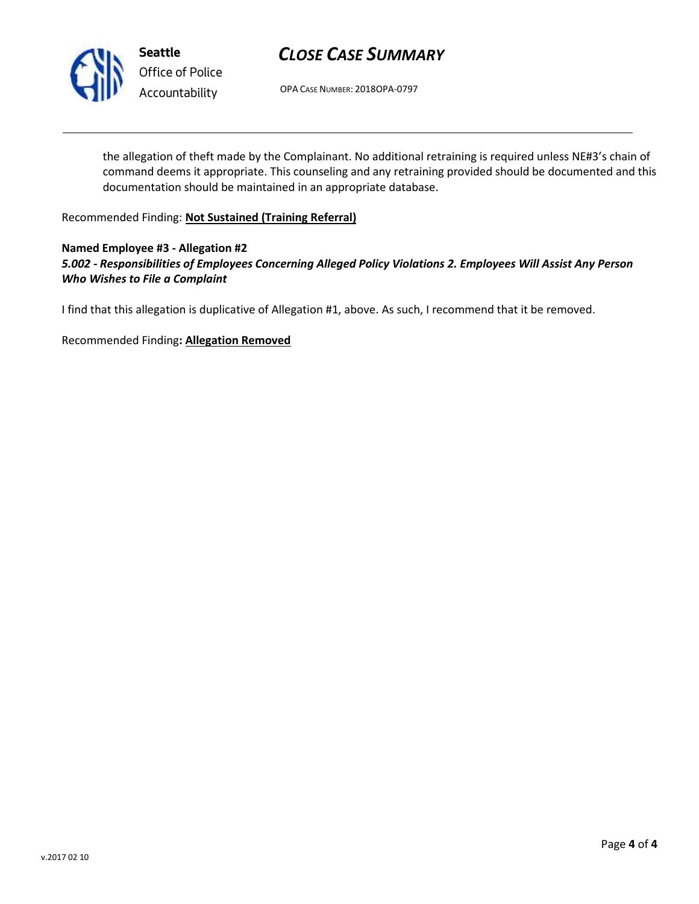the allegation of theft made by the Complainant. No additional retraining is required unless NE#3's chain of command deems it appropriate. This counseling and any retraining provided should be documented and this documentation should be maintained in an appropriate database.

Recommended Finding: **Not Sustained (Training Referral)**

**Named Employee #3 - Allegation #2**
***5.002 - Responsibilities of Employees Concerning Alleged Policy Violations 2. Employees Will Assist Any Person Who Wishes to File a Complaint***

I find that this allegation is duplicative of Allegation #1, above. As such, I recommend that it be removed.

Recommended Finding**: Allegation Removed**